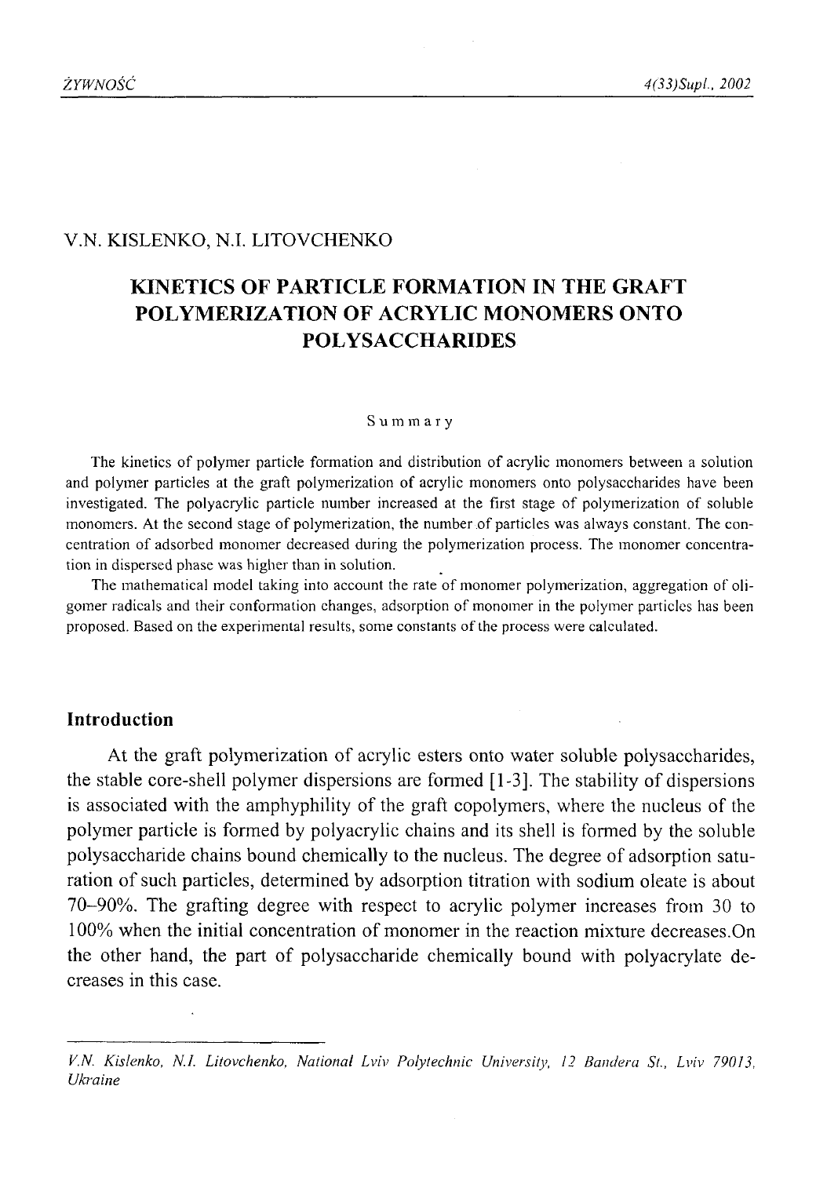V.N. KISLENKO, N.I. LITOVCHENKO

# KINETICS OF PARTICLE FORMATION IN THE GRAFT POLYMERIZATION OF ACRYLIC MONOMERS ONTO POLYSACCHARIDES

## Summary

The kinetics of polymer particle formation and distribution of acrylic monomers between a solution and polymer particles at the graft polymerization of acrylic monomers onto polysaccharides have been investigated. The polyacrylic particle number increased at the first stage of polymerization of soluble monomers. At the second stage of polymerization, the number of particles was always constant. The concentration of adsorbed monomer decreased during the polymerization process. The monomer concentration in dispersed phase was higher than in solution.

The mathematical model taking into account the rate of monomer polymerization, aggregation of oligomer radicals and their conformation changes, adsorption of monomer in the polymer particles has been proposed. Based on the experimental results, some constants of the process were calculated.

## Introduction

At the graft polymerization of acrylic esters onto water soluble polysaccharides, the stable core-shell polymer dispersions are formed [1-3]. The stability of dispersions is associated with the amphyphility of the graft copolymers, where the nucleus of the polymer particle is formed by polyacrylic chains and its shell is formed by the soluble polysaccharide chains bound chemically to the nucleus. The degree of adsorption saturation of such particles, determined by adsorption titration with sodium oleate is about 70–90%. The grafting degree with respect to acrylic polymer increases from 30 to 100% when the initial concentration of monomer in the reaction mixture decreases.On the other hand, the part of polysaccharide chemically bound with polyacrylate decreases in this case.

---

*V.N. Kislenko, N.I. Litovchenko, National Lviv Polytechnic University, 12 Bandera St., Lviv 79013, Ukraine*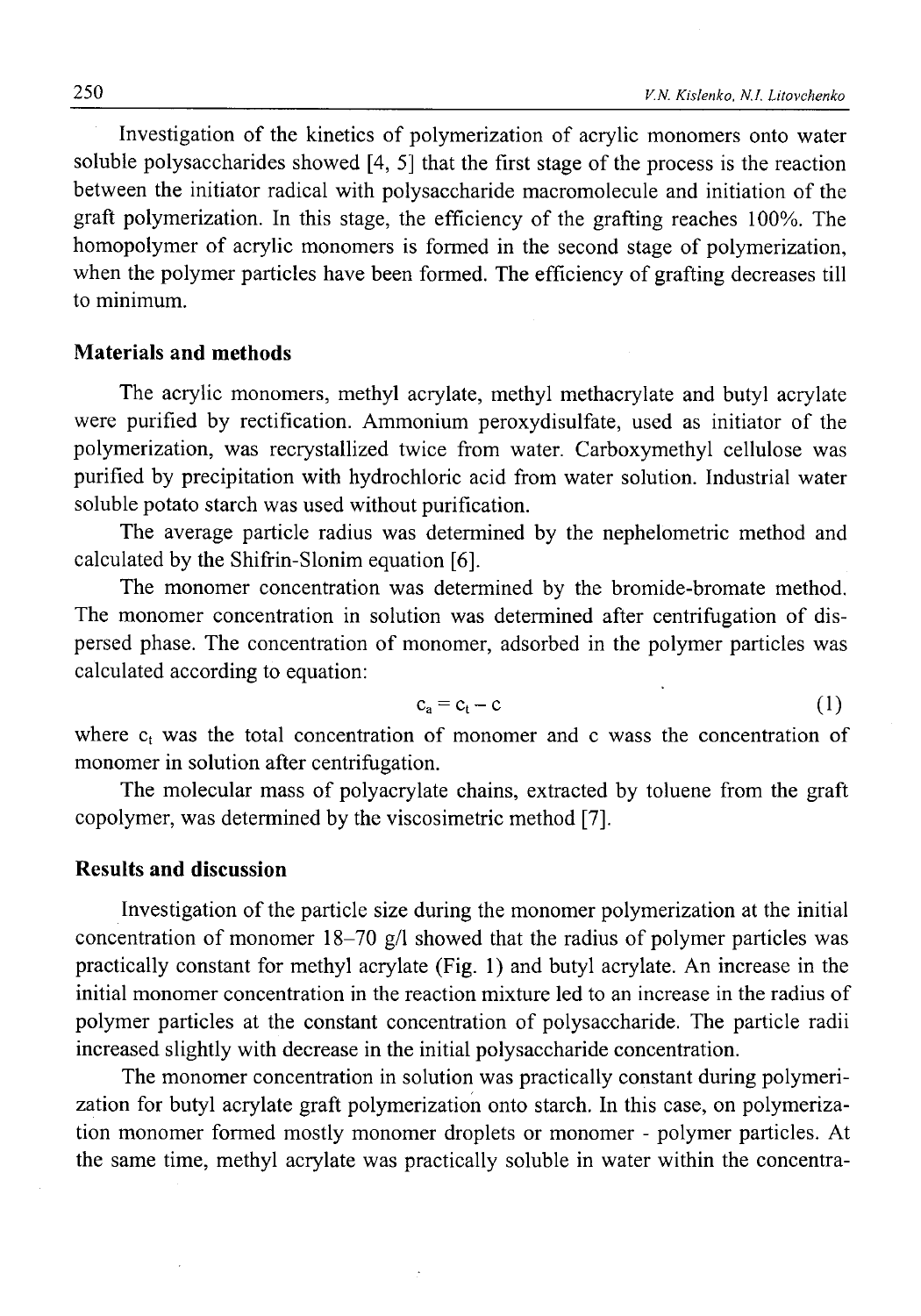Investigation of the kinetics of polymerization of acrylic monomers onto water soluble polysaccharides showed [4, 5] that the first stage of the process is the reaction between the initiator radical with polysaccharide macromolecule and initiation of the graft polymerization. In this stage, the efficiency of the grafting reaches 100%. The homopolymer of acrylic monomers is formed in the second stage of polymerization, when the polymer particles have been formed. The efficiency of grafting decreases till to minimum.

## Materials and methods

The acrylic monomers, methyl acrylate, methyl methacrylate and butyl acrylate were purified by rectification. Ammonium peroxydisulfate, used as initiator of the polymerization, was recrystallized twice from water. Carboxymethyl cellulose was purified by precipitation with hydrochloric acid from water solution. Industrial water soluble potato starch was used without purification.

The average particle radius was determined by the nephelometric method and calculated by the Shifrin-Slonim equation [6].

The monomer concentration was determined by the bromide-bromate method. The monomer concentration in solution was determined after centrifugation of dispersed phase. The concentration of monomer, adsorbed in the polymer particles was calculated according to equation:

$$c_a = c_t - c \tag{1}$$

where $c_t$ was the total concentration of monomer and c wass the concentration of monomer in solution after centrifugation.

The molecular mass of polyacrylate chains, extracted by toluene from the graft copolymer, was determined by the viscosimetric method [7].

## Results and discussion

Investigation of the particle size during the monomer polymerization at the initial concentration of monomer 18–70 g/l showed that the radius of polymer particles was practically constant for methyl acrylate (Fig. 1) and butyl acrylate. An increase in the initial monomer concentration in the reaction mixture led to an increase in the radius of polymer particles at the constant concentration of polysaccharide. The particle radii increased slightly with decrease in the initial polysaccharide concentration.

The monomer concentration in solution was practically constant during polymerization for butyl acrylate graft polymerization onto starch. In this case, on polymerization monomer formed mostly monomer droplets or monomer - polymer particles. At the same time, methyl acrylate was practically soluble in water within the concentra-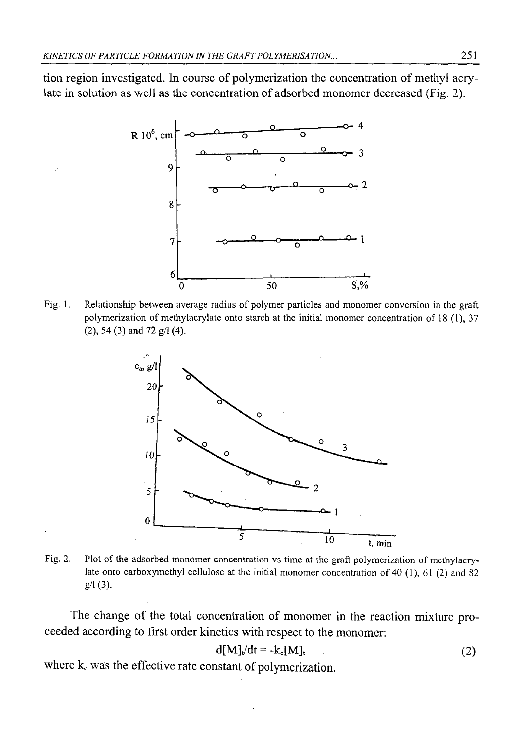tion region investigated. In course of polymerization the concentration of methyl acrylate in solution as well as the concentration of adsorbed monomer decreased (Fig. 2).

Fig. 1. Relationship between average radius of polymer particles and monomer conversion in the graft polymerization of methylacrylate onto starch at the initial monomer concentration of 18 (1), 37 (2), 54 (3) and 72 g/l (4).

Fig. 2. Plot of the adsorbed monomer concentration vs time at the graft polymerization of methylacrylate onto carboxymethyl cellulose at the initial monomer concentration of 40 (1), 61 (2) and 82 g/l (3).

The change of the total concentration of monomer in the reaction mixture proceeded according to first order kinetics with respect to the monomer:

$$d[M]_t/dt = -k_e[M]_t \quad (2)$$

where $k_e$ was the effective rate constant of polymerization.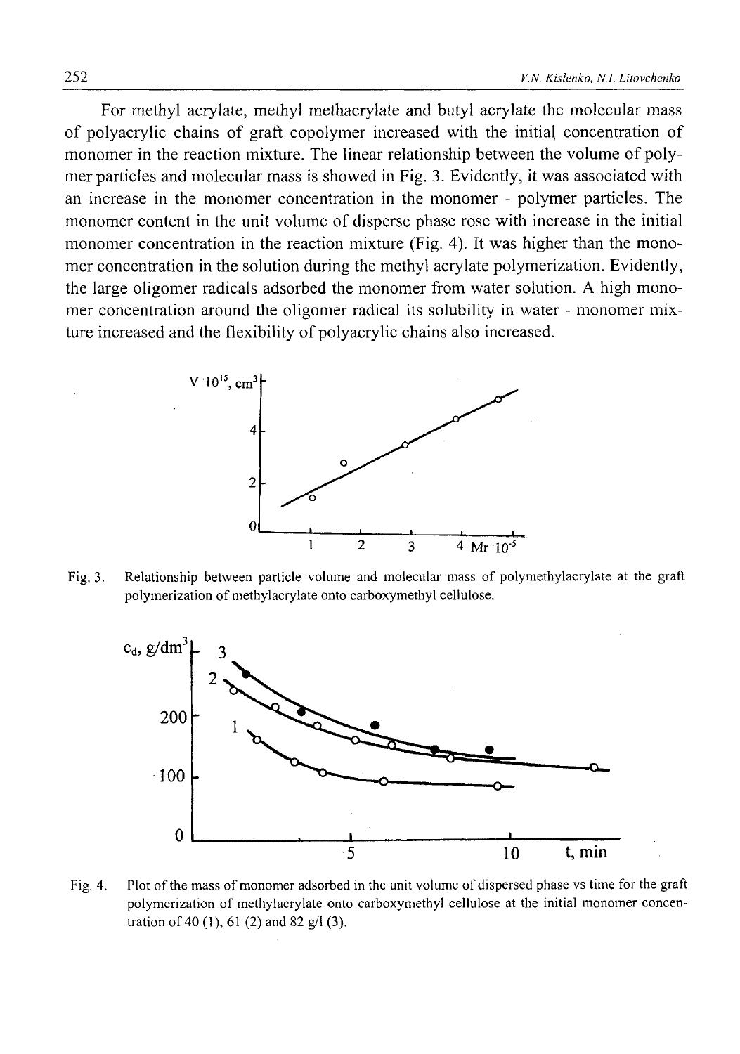For methyl acrylate, methyl methacrylate and butyl acrylate the molecular mass of polyacrylic chains of graft copolymer increased with the initial concentration of monomer in the reaction mixture. The linear relationship between the volume of polymer particles and molecular mass is showed in Fig. 3. Evidently, it was associated with an increase in the monomer concentration in the monomer - polymer particles. The monomer content in the unit volume of disperse phase rose with increase in the initial monomer concentration in the reaction mixture (Fig. 4). It was higher than the monomer concentration in the solution during the methyl acrylate polymerization. Evidently, the large oligomer radicals adsorbed the monomer from water solution. A high monomer concentration around the oligomer radical its solubility in water - monomer mixture increased and the flexibility of polyacrylic chains also increased.

Fig. 3. Relationship between particle volume and molecular mass of polymethylacrylate at the graft polymerization of methylacrylate onto carboxymethyl cellulose.

Fig. 4. Plot of the mass of monomer adsorbed in the unit volume of dispersed phase vs time for the graft polymerization of methylacrylate onto carboxymethyl cellulose at the initial monomer concentration of 40 (1), 61 (2) and 82 g/l (3).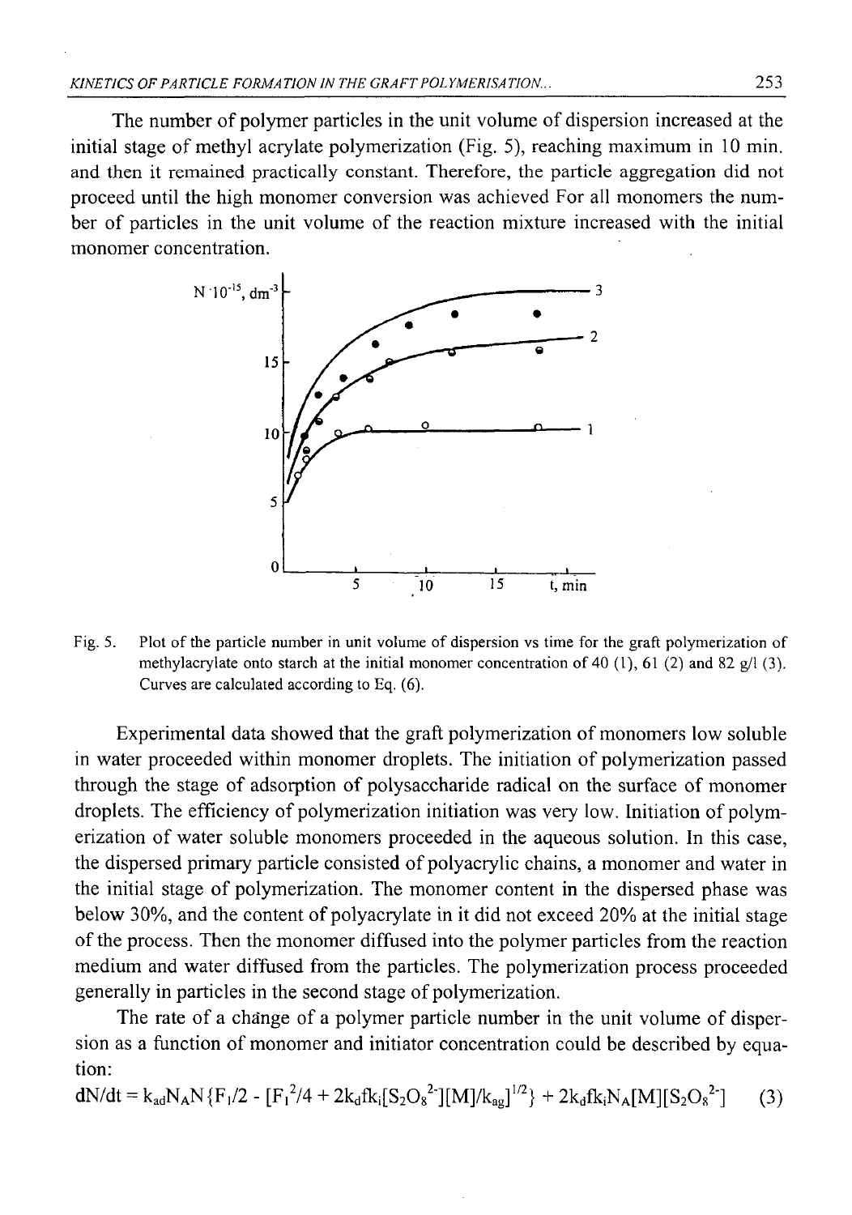The number of polymer particles in the unit volume of dispersion increased at the initial stage of methyl acrylate polymerization (Fig. 5), reaching maximum in 10 min. and then it remained practically constant. Therefore, the particle aggregation did not proceed until the high monomer conversion was achieved For all monomers the number of particles in the unit volume of the reaction mixture increased with the initial monomer concentration.

Fig. 5. Plot of the particle number in unit volume of dispersion vs time for the graft polymerization of methylacrylate onto starch at the initial monomer concentration of 40 (1), 61 (2) and 82 g/l (3). Curves are calculated according to Eq. (6).

Experimental data showed that the graft polymerization of monomers low soluble in water proceeded within monomer droplets. The initiation of polymerization passed through the stage of adsorption of polysaccharide radical on the surface of monomer droplets. The efficiency of polymerization initiation was very low. Initiation of polymerization of water soluble monomers proceeded in the aqueous solution. In this case, the dispersed primary particle consisted of polyacrylic chains, a monomer and water in the initial stage of polymerization. The monomer content in the dispersed phase was below 30%, and the content of polyacrylate in it did not exceed 20% at the initial stage of the process. Then the monomer diffused into the polymer particles from the reaction medium and water diffused from the particles. The polymerization process proceeded generally in particles in the second stage of polymerization.

The rate of a change of a polymer particle number in the unit volume of dispersion as a function of monomer and initiator concentration could be described by equation:

$$dN/dt = k_{ad}N_AN\{F_1/2 - [F_1^2/4 + 2k_dfk_i[S_2O_8^{2-}][M]/k_{ag}]^{1/2}\} + 2k_dfk_iN_A[M][S_2O_8^{2-}] \quad (3)$$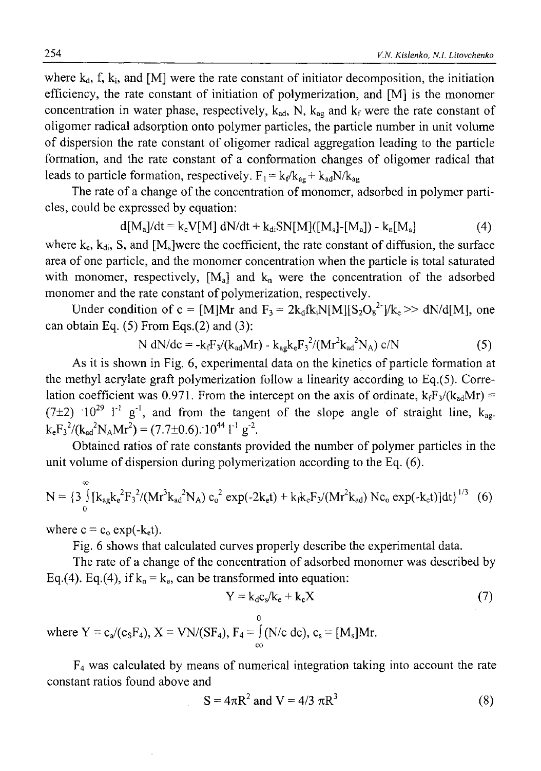where $k_d$, f, $k_i$, and [M] were the rate constant of initiator decomposition, the initiation efficiency, the rate constant of initiation of polymerization, and [M] is the monomer concentration in water phase, respectively, $k_{ad}$, N, $k_{ag}$ and $k_f$ were the rate constant of oligomer radical adsorption onto polymer particles, the particle number in unit volume of dispersion the rate constant of oligomer radical aggregation leading to the particle formation, and the rate constant of a conformation changes of oligomer radical that leads to particle formation, respectively. $F_1 = k_f/k_{ag} + k_{ad}N/k_{ag}$

The rate of a change of the concentration of monomer, adsorbed in polymer particles, could be expressed by equation:

$$d[M_a]/dt = k_cV[M]\ dN/dt + k_{di}SN[M]([M_s]-[M_a]) - k_n[M_a] \tag{4}$$

where $k_c$, $k_{di}$, S, and $[M_s]$were the coefficient, the rate constant of diffusion, the surface area of one particle, and the monomer concentration when the particle is total saturated with monomer, respectively, $[M_a]$ and $k_n$ were the concentration of the adsorbed monomer and the rate constant of polymerization, respectively.

Under condition of c = [M]Mr and $F_3 = 2k_dfk_iN[M][S_2O_8^{2-}]/k_e >> dN/d[M]$, one can obtain Eq. (5) From Eqs.(2) and (3):

$$N\ dN/dc = -k_fF_3/(k_{ad}Mr) - k_{ag}k_eF_3^2/(Mr^2k_{ad}^2N_A)\ c/N \tag{5}$$

As it is shown in Fig. 6, experimental data on the kinetics of particle formation at the methyl acrylate graft polymerization follow a linearity according to Eq.(5). Correlation coefficient was 0.971. From the intercept on the axis of ordinate, $k_fF_3/(k_{ad}Mr) = (7\pm2)\cdot10^{29}$ $l^{-1}$ $g^{-1}$, and from the tangent of the slope angle of straight line, $k_{ag}\cdot k_eF_3^2/(k_{ad}^2N_AMr^2) = (7.7\pm0.6)\cdot10^{44}$ $l^{-1}$ $g^{-2}$.

Obtained ratios of rate constants provided the number of polymer particles in the unit volume of dispersion during polymerization according to the Eq. (6).

$$N = \{3\int_0^{\infty}[k_{ag}k_e^2F_3^2/(Mr^3k_{ad}^2N_A)\ c_o^2\exp(-2k_et) + k_fk_eF_3/(Mr^2k_{ad})\ Nc_o\exp(-k_et)]dt\}^{1/3} \tag{6}$$

where $c = c_o\exp(-k_et)$.

Fig. 6 shows that calculated curves properly describe the experimental data.

The rate of a change of the concentration of adsorbed monomer was described by Eq.(4). Eq.(4), if $k_n = k_e$, can be transformed into equation:

$$Y = k_dc_s/k_e + k_cX \tag{7}$$

where $Y = c_a/(c_SF_4)$, $X = VN/(SF_4)$, $F_4 = \int_{co}^{0}(N/c\ dc)$, $c_s = [M_s]Mr$.

$F_4$ was calculated by means of numerical integration taking into account the rate constant ratios found above and

$$S = 4\pi R^2 \text{ and } V = 4/3\ \pi R^3 \tag{8}$$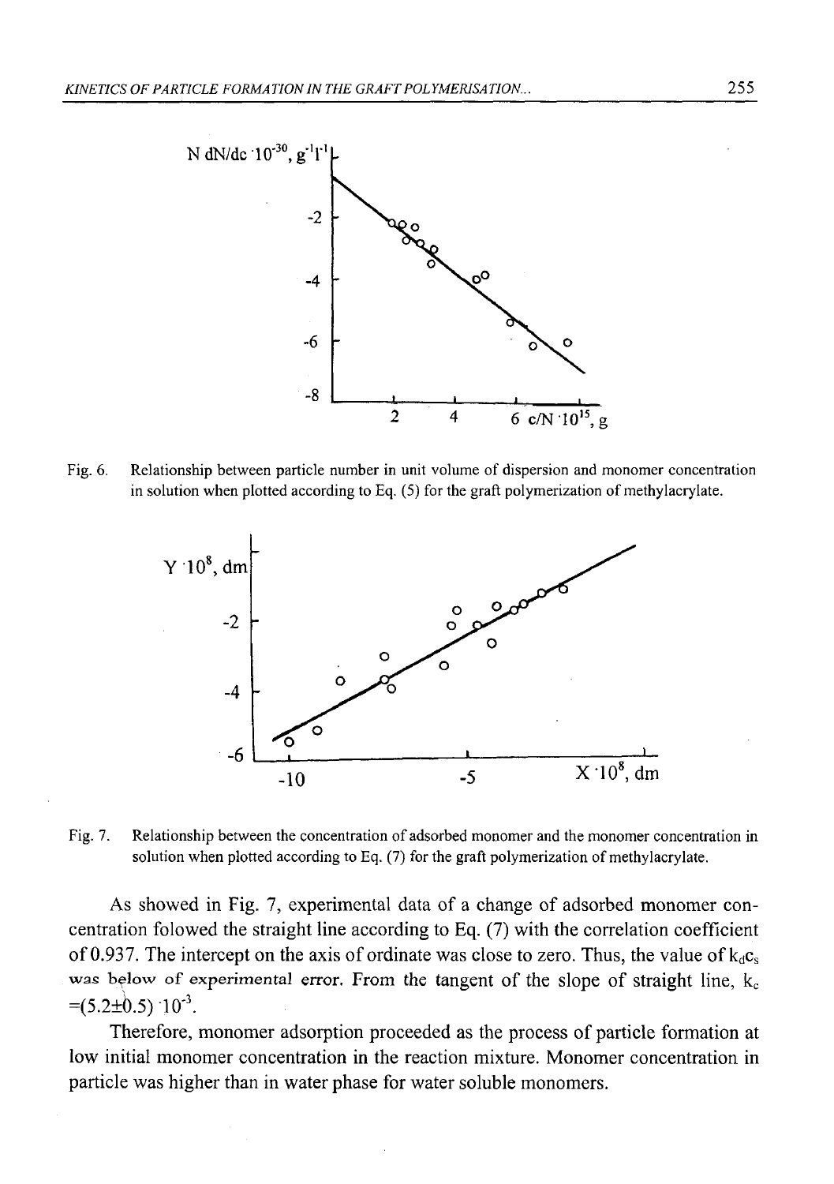Fig. 6. Relationship between particle number in unit volume of dispersion and monomer concentration in solution when plotted according to Eq. (5) for the graft polymerization of methylacrylate.

Fig. 7. Relationship between the concentration of adsorbed monomer and the monomer concentration in solution when plotted according to Eq. (7) for the graft polymerization of methylacrylate.

As showed in Fig. 7, experimental data of a change of adsorbed monomer concentration folowed the straight line according to Eq. (7) with the correlation coefficient of 0.937. The intercept on the axis of ordinate was close to zero. Thus, the value of $k_d c_s$ was below of experimental error. From the tangent of the slope of straight line, $k_c = (5.2 \pm 0.5) \cdot 10^{-3}$.

Therefore, monomer adsorption proceeded as the process of particle formation at low initial monomer concentration in the reaction mixture. Monomer concentration in particle was higher than in water phase for water soluble monomers.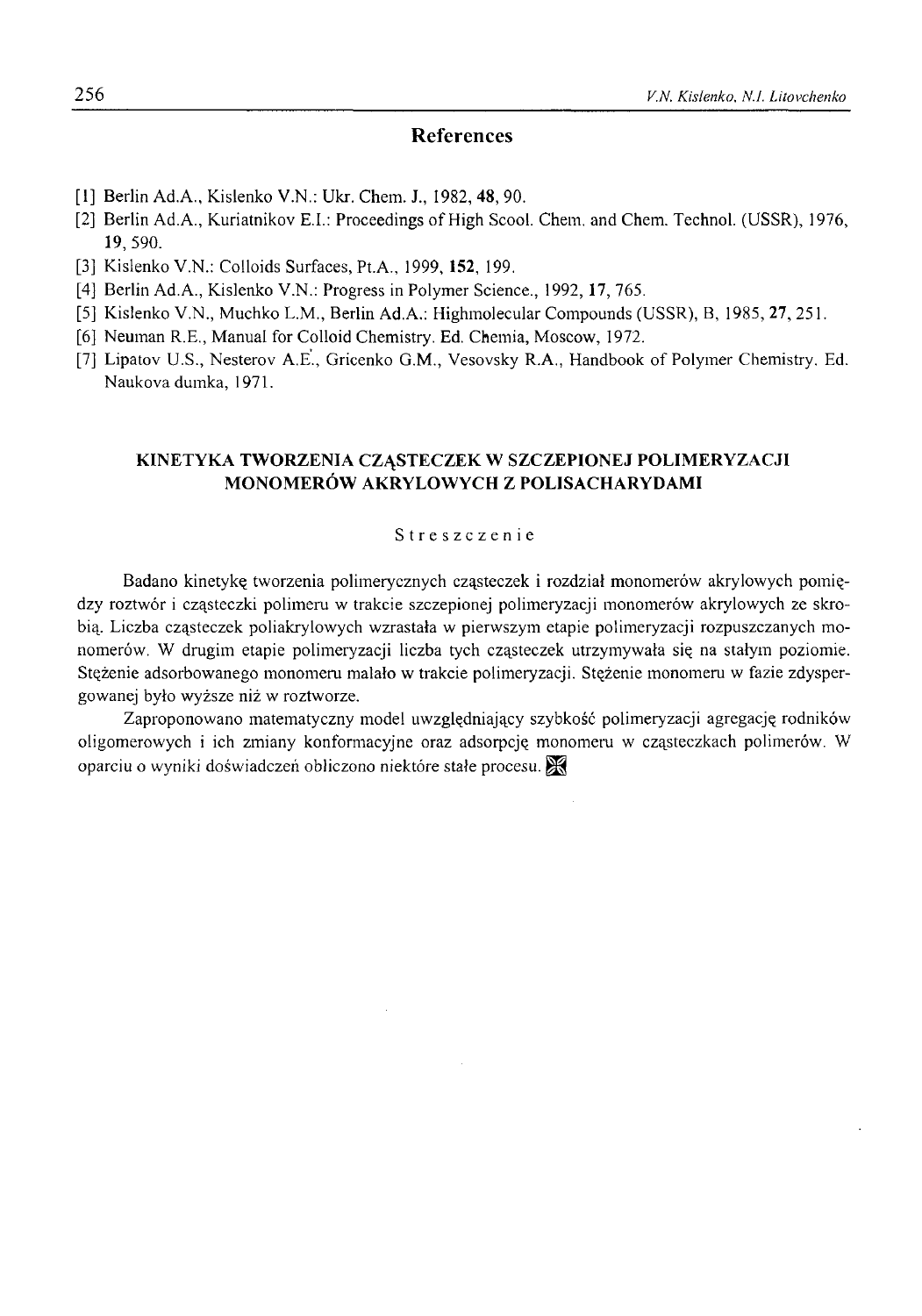## References

[1] Berlin Ad.A., Kislenko V.N.: Ukr. Chem. J., 1982, **48**, 90.

[2] Berlin Ad.A., Kuriatnikov E.I.: Proceedings of High Scool. Chem. and Chem. Technol. (USSR), 1976, **19**, 590.

[3] Kislenko V.N.: Colloids Surfaces, Pt.A., 1999, **152**, 199.

[4] Berlin Ad.A., Kislenko V.N.: Progress in Polymer Science., 1992, **17**, 765.

[5] Kislenko V.N., Muchko L.M., Berlin Ad.A.: Highmolecular Compounds (USSR), B, 1985, **27**, 251.

[6] Neuman R.E., Manual for Colloid Chemistry. Ed. Chemia, Moscow, 1972.

[7] Lipatov U.S., Nesterov A.E., Gricenko G.M., Vesovsky R.A., Handbook of Polymer Chemistry. Ed. Naukova dumka, 1971.

## KINETYKA TWORZENIA CZĄSTECZEK W SZCZEPIONEJ POLIMERYZACJI MONOMERÓW AKRYLOWYCH Z POLISACHARYDAMI

Streszczenie

Badano kinetykę tworzenia polimerycznych cząsteczek i rozdział monomerów akrylowych pomiędzy roztwór i cząsteczki polimeru w trakcie szczepionej polimeryzacji monomerów akrylowych ze skrobią. Liczba cząsteczek poliakrylowych wzrastała w pierwszym etapie polimeryzacji rozpuszczanych monomerów. W drugim etapie polimeryzacji liczba tych cząsteczek utrzymywała się na stałym poziomie. Stężenie adsorbowanego monomeru malało w trakcie polimeryzacji. Stężenie monomeru w fazie zdyspergowanej było wyższe niż w roztworze.

Zaproponowano matematyczny model uwzględniający szybkość polimeryzacji agregację rodników oligomerowych i ich zmiany konformacyjne oraz adsorpcję monomeru w cząsteczkach polimerów. W oparciu o wyniki doświadczeń obliczono niektóre stałe procesu.